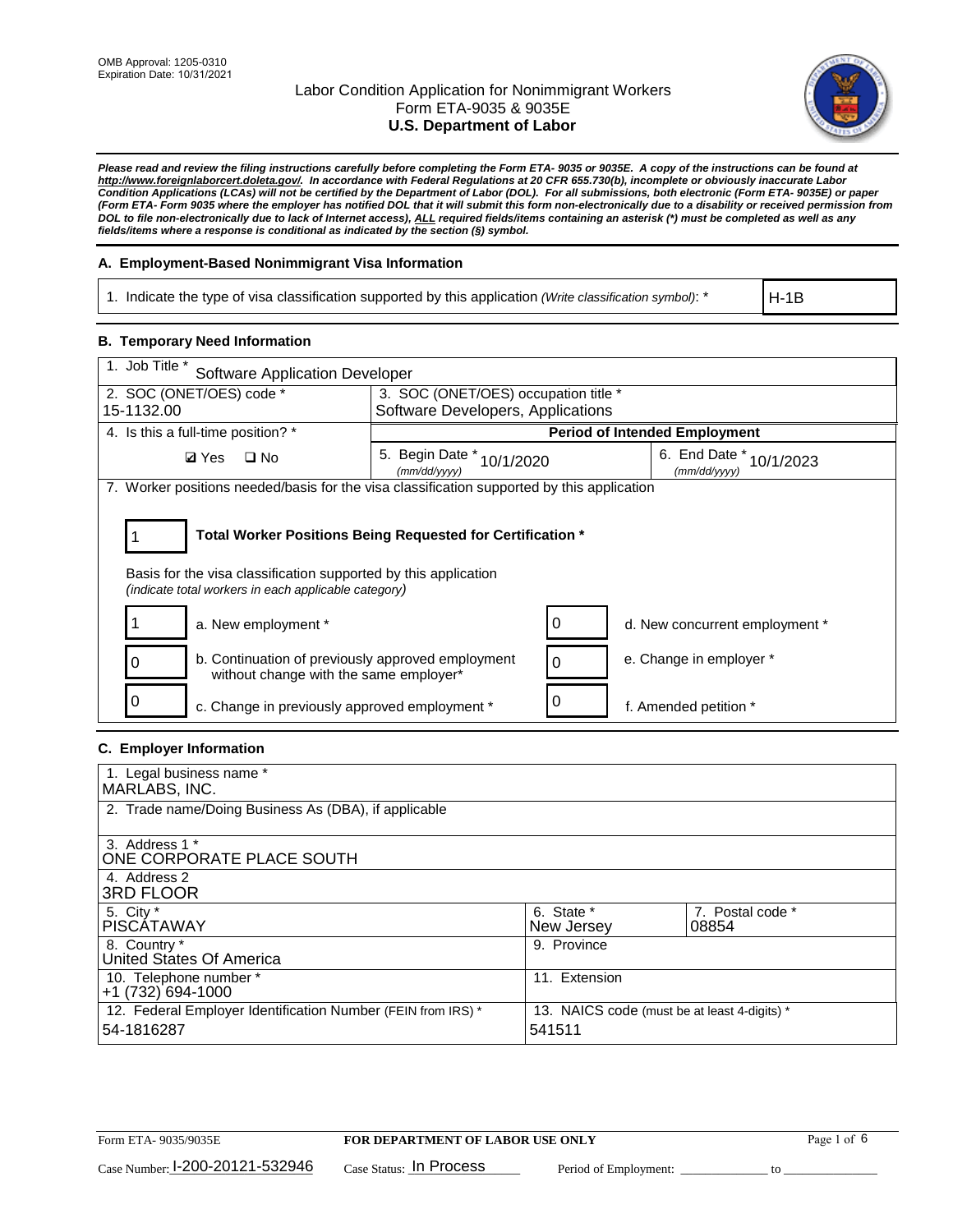OMB Approval: 1205-0310
Expiration Date: 10/31/2021

# Labor Condition Application for Nonimmigrant Workers
## Form ETA-9035 & 9035E
## U.S. Department of Labor

***Please read and review the filing instructions carefully before completing the Form ETA- 9035 or 9035E. A copy of the instructions can be found at http://www.foreignlaborcert.doleta.gov/. In accordance with Federal Regulations at 20 CFR 655.730(b), incomplete or obviously inaccurate Labor Condition Applications (LCAs) will not be certified by the Department of Labor (DOL). For all submissions, both electronic (Form ETA- 9035E) or paper (Form ETA- Form 9035 where the employer has notified DOL that it will submit this form non-electronically due to a disability or received permission from DOL to file non-electronically due to lack of Internet access), ALL required fields/items containing an asterisk (*) must be completed as well as any fields/items where a response is conditional as indicated by the section (§) symbol.***

### A. Employment-Based Nonimmigrant Visa Information

| 1. Indicate the type of visa classification supported by this application *(Write classification symbol)*: * | H-1B |
|---|---|

### B. Temporary Need Information

| 1. Job Title * Software Application Developer | | |
|---|---|---|
| 2. SOC (ONET/OES) code * 15-1132.00 | 3. SOC (ONET/OES) occupation title * Software Developers, Applications | |
| 4. Is this a full-time position? * | **Period of Intended Employment** | |
| ☑ Yes ☐ No | 5. Begin Date * (mm/dd/yyyy) 10/1/2020 | 6. End Date * (mm/dd/yyyy) 10/1/2023 |

7. Worker positions needed/basis for the visa classification supported by this application

1 — **Total Worker Positions Being Requested for Certification ***

Basis for the visa classification supported by this application
*(indicate total workers in each applicable category)*

| | | | |
|---|---|---|---|
| 1 | a. New employment * | 0 | d. New concurrent employment * |
| 0 | b. Continuation of previously approved employment without change with the same employer* | 0 | e. Change in employer * |
| 0 | c. Change in previously approved employment * | 0 | f. Amended petition * |

### C. Employer Information

| | | |
|---|---|---|
| 1. Legal business name * MARLABS, INC. | | |
| 2. Trade name/Doing Business As (DBA), if applicable | | |
| 3. Address 1 * ONE CORPORATE PLACE SOUTH | | |
| 4. Address 2 3RD FLOOR | | |
| 5. City * PISCATAWAY | 6. State * New Jersey | 7. Postal code * 08854 |
| 8. Country * United States Of America | 9. Province | |
| 10. Telephone number * +1 (732) 694-1000 | 11. Extension | |
| 12. Federal Employer Identification Number (FEIN from IRS) * 54-1816287 | 13. NAICS code (must be at least 4-digits) * 541511 | |

Form ETA- 9035/9035E — **FOR DEPARTMENT OF LABOR USE ONLY**

Case Number: I-200-20121-532946 Case Status: In Process Period of Employment: _____________ to _____________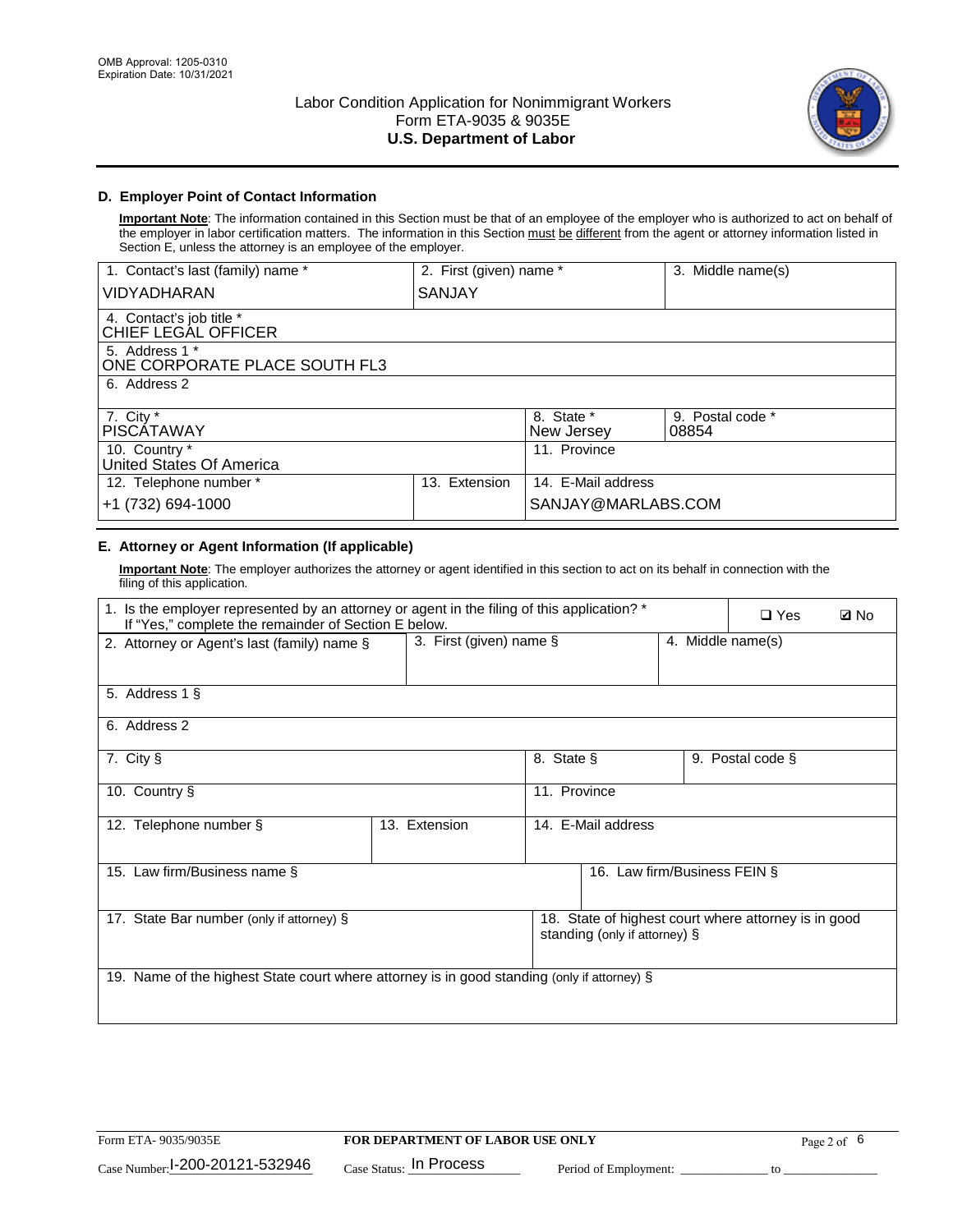## D. Employer Point of Contact Information

**Important Note**: The information contained in this Section must be that of an employee of the employer who is authorized to act on behalf of the employer in labor certification matters. The information in this Section must be different from the agent or attorney information listed in Section E, unless the attorney is an employee of the employer.

| 1. Contact's last (family) name * | 2. First (given) name * | 3. Middle name(s) |
|---|---|---|
| VIDYADHARAN | SANJAY | |

| 4. Contact's job title * |
|---|
| CHIEF LEGAL OFFICER |

| 5. Address 1 * |
|---|
| ONE CORPORATE PLACE SOUTH FL3 |

| 6. Address 2 |
|---|
| |

| 7. City * | 8. State * | 9. Postal code * |
|---|---|---|
| PISCATAWAY | New Jersey | 08854 |

| 10. Country * | 11. Province |
|---|---|
| United States Of America | |

| 12. Telephone number * | 13. Extension | 14. E-Mail address |
|---|---|---|
| +1 (732) 694-1000 | | SANJAY@MARLABS.COM |

## E. Attorney or Agent Information (If applicable)

**Important Note**: The employer authorizes the attorney or agent identified in this section to act on its behalf in connection with the filing of this application.

| 1. Is the employer represented by an attorney or agent in the filing of this application? * If "Yes," complete the remainder of Section E below. | ❑ Yes | ☑ No |
|---|---|---|

| 2. Attorney or Agent's last (family) name § | 3. First (given) name § | 4. Middle name(s) |
|---|---|---|
| | | |

| 5. Address 1 § |
|---|
| |

| 6. Address 2 |
|---|
| |

| 7. City § | 8. State § | 9. Postal code § |
|---|---|---|
| | | |

| 10. Country § | 11. Province |
|---|---|
| | |

| 12. Telephone number § | 13. Extension | 14. E-Mail address |
|---|---|---|
| | | |

| 15. Law firm/Business name § | 16. Law firm/Business FEIN § |
|---|---|
| | |

| 17. State Bar number (only if attorney) § | 18. State of highest court where attorney is in good standing (only if attorney) § |
|---|---|
| | |

| 19. Name of the highest State court where attorney is in good standing (only if attorney) § |
|---|
| |

Form ETA- 9035/9035E — FOR DEPARTMENT OF LABOR USE ONLY

Case Number: I-200-20121-532946 Case Status: In Process Period of Employment: _____________ to _____________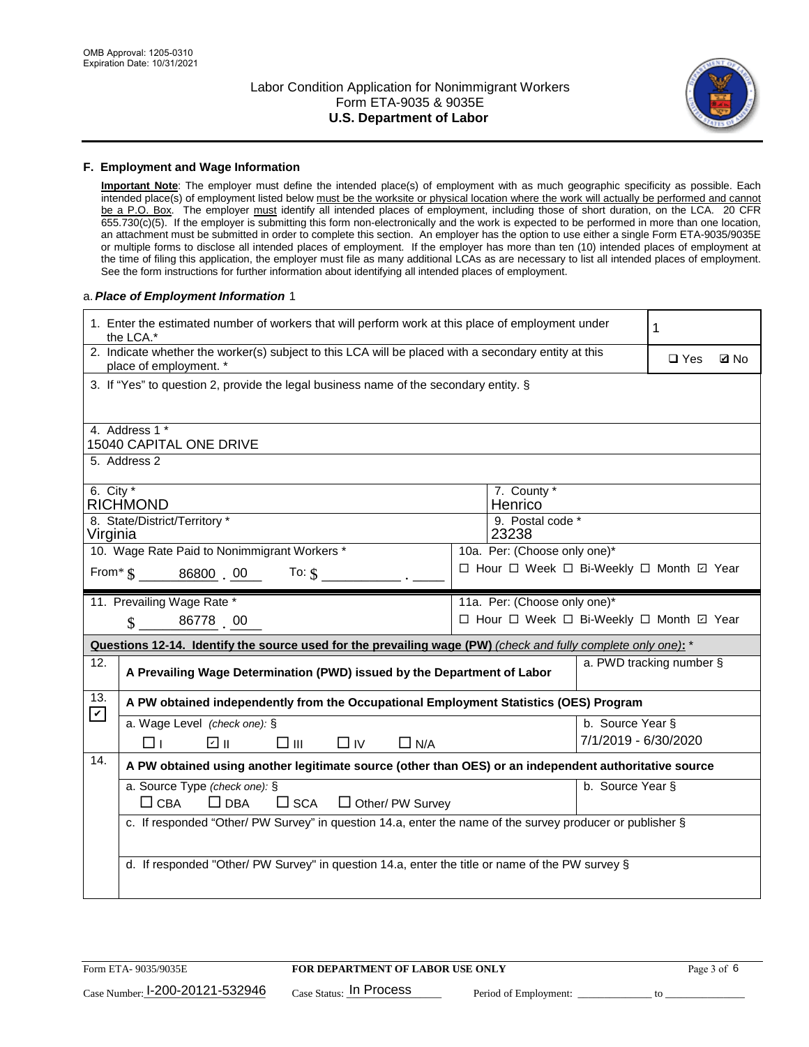## F. Employment and Wage Information

**Important Note**: The employer must define the intended place(s) of employment with as much geographic specificity as possible. Each intended place(s) of employment listed below must be the worksite or physical location where the work will actually be performed and cannot be a P.O. Box. The employer must identify all intended places of employment, including those of short duration, on the LCA. 20 CFR 655.730(c)(5). If the employer is submitting this form non-electronically and the work is expected to be performed in more than one location, an attachment must be submitted in order to complete this section. An employer has the option to use either a single Form ETA-9035/9035E or multiple forms to disclose all intended places of employment. If the employer has more than ten (10) intended places of employment at the time of filing this application, the employer must file as many additional LCAs as are necessary to list all intended places of employment. See the form instructions for further information about identifying all intended places of employment.

a. ***Place of Employment Information*** 1

| | |
|---|---|
| 1. Enter the estimated number of workers that will perform work at this place of employment under the LCA.* | 1 |
| 2. Indicate whether the worker(s) subject to this LCA will be placed with a secondary entity at this place of employment. * | ☐ Yes ☑ No |
| 3. If "Yes" to question 2, provide the legal business name of the secondary entity. § | |
| 4. Address 1 * 15040 CAPITAL ONE DRIVE | |
| 5. Address 2 | |
| 6. City * RICHMOND | 7. County * Henrico |
| 8. State/District/Territory * Virginia | 9. Postal code * 23238 |
| 10. Wage Rate Paid to Nonimmigrant Workers * From* $ 86800 . 00 To: $ ______ . ____ | 10a. Per: (Choose only one)* ☐ Hour ☐ Week ☐ Bi-Weekly ☐ Month ☑ Year |
| 11. Prevailing Wage Rate * $ 86778 . 00 | 11a. Per: (Choose only one)* ☐ Hour ☐ Week ☐ Bi-Weekly ☐ Month ☑ Year |

**Questions 12-14. Identify the source used for the prevailing wage (PW)** *(check and fully complete only one)*: *

| | | |
|---|---|---|
| 12. | **A Prevailing Wage Determination (PWD) issued by the Department of Labor** | a. PWD tracking number § |
| 13. ☑ | **A PW obtained independently from the Occupational Employment Statistics (OES) Program** | |
| | a. Wage Level *(check one):* § ☐ I ☑ II ☐ III ☐ IV ☐ N/A | b. Source Year § 7/1/2019 - 6/30/2020 |
| 14. | **A PW obtained using another legitimate source (other than OES) or an independent authoritative source** | |
| | a. Source Type *(check one):* § ☐ CBA ☐ DBA ☐ SCA ☐ Other/ PW Survey | b. Source Year § |
| | c. If responded "Other/ PW Survey" in question 14.a, enter the name of the survey producer or publisher § | |
| | d. If responded "Other/ PW Survey" in question 14.a, enter the title or name of the PW survey § | |

Form ETA- 9035/9035E **FOR DEPARTMENT OF LABOR USE ONLY**

Case Number: I-200-20121-532946 Case Status: In Process Period of Employment: _____________ to _______________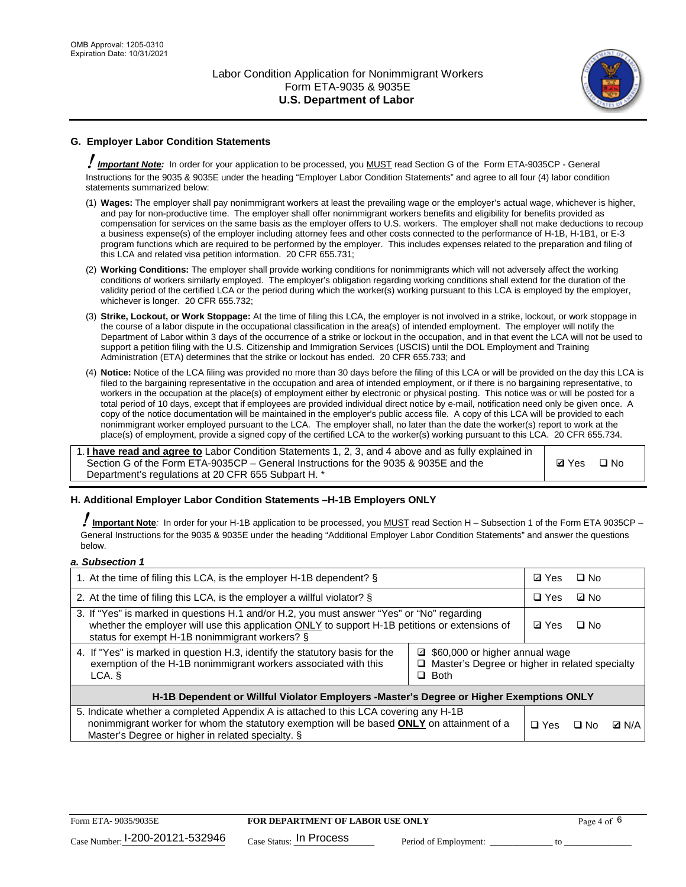OMB Approval: 1205-0310
Expiration Date: 10/31/2021

# Labor Condition Application for Nonimmigrant Workers
## Form ETA-9035 & 9035E
## U.S. Department of Labor

### G. Employer Labor Condition Statements

**Important Note:** In order for your application to be processed, you MUST read Section G of the Form ETA-9035CP - General Instructions for the 9035 & 9035E under the heading "Employer Labor Condition Statements" and agree to all four (4) labor condition statements summarized below:

(1) **Wages:** The employer shall pay nonimmigrant workers at least the prevailing wage or the employer's actual wage, whichever is higher, and pay for non-productive time. The employer shall offer nonimmigrant workers benefits and eligibility for benefits provided as compensation for services on the same basis as the employer offers to U.S. workers. The employer shall not make deductions to recoup a business expense(s) of the employer including attorney fees and other costs connected to the performance of H-1B, H-1B1, or E-3 program functions which are required to be performed by the employer. This includes expenses related to the preparation and filing of this LCA and related visa petition information. 20 CFR 655.731;

(2) **Working Conditions:** The employer shall provide working conditions for nonimmigrants which will not adversely affect the working conditions of workers similarly employed. The employer's obligation regarding working conditions shall extend for the duration of the validity period of the certified LCA or the period during which the worker(s) working pursuant to this LCA is employed by the employer, whichever is longer. 20 CFR 655.732;

(3) **Strike, Lockout, or Work Stoppage:** At the time of filing this LCA, the employer is not involved in a strike, lockout, or work stoppage in the course of a labor dispute in the occupational classification in the area(s) of intended employment. The employer will notify the Department of Labor within 3 days of the occurrence of a strike or lockout in the occupation, and in that event the LCA will not be used to support a petition filing with the U.S. Citizenship and Immigration Services (USCIS) until the DOL Employment and Training Administration (ETA) determines that the strike or lockout has ended. 20 CFR 655.733; and

(4) **Notice:** Notice of the LCA filing was provided no more than 30 days before the filing of this LCA or will be provided on the day this LCA is filed to the bargaining representative in the occupation and area of intended employment, or if there is no bargaining representative, to workers in the occupation at the place(s) of employment either by electronic or physical posting. This notice was or will be posted for a total period of 10 days, except that if employees are provided individual direct notice by e-mail, notification need only be given once. A copy of the notice documentation will be maintained in the employer's public access file. A copy of this LCA will be provided to each nonimmigrant worker employed pursuant to the LCA. The employer shall, no later than the date the worker(s) report to work at the place(s) of employment, provide a signed copy of the certified LCA to the worker(s) working pursuant to this LCA. 20 CFR 655.734.

| | |
|---|---|
| 1. **I have read and agree to** Labor Condition Statements 1, 2, 3, and 4 above and as fully explained in Section G of the Form ETA-9035CP – General Instructions for the 9035 & 9035E and the Department's regulations at 20 CFR 655 Subpart H. * | ☑ Yes ☐ No |

### H. Additional Employer Labor Condition Statements –H-1B Employers ONLY

**Important Note**: In order for your H-1B application to be processed, you MUST read Section H – Subsection 1 of the Form ETA 9035CP – General Instructions for the 9035 & 9035E under the heading "Additional Employer Labor Condition Statements" and answer the questions below.

*a. Subsection 1*

| | | |
|---|---|---|
| 1. At the time of filing this LCA, is the employer H-1B dependent? § | | ☑ Yes ☐ No |
| 2. At the time of filing this LCA, is the employer a willful violator? § | | ☐ Yes ☑ No |
| 3. If "Yes" is marked in questions H.1 and/or H.2, you must answer "Yes" or "No" regarding whether the employer will use this application ONLY to support H-1B petitions or extensions of status for exempt H-1B nonimmigrant workers? § | | ☑ Yes ☐ No |
| 4. If "Yes" is marked in question H.3, identify the statutory basis for the exemption of the H-1B nonimmigrant workers associated with this LCA. § | ☑ $60,000 or higher annual wage<br>☐ Master's Degree or higher in related specialty<br>☐ Both | |
| **H-1B Dependent or Willful Violator Employers -Master's Degree or Higher Exemptions ONLY** | | |
| 5. Indicate whether a completed Appendix A is attached to this LCA covering any H-1B nonimmigrant worker for whom the statutory exemption will be based **ONLY** on attainment of a Master's Degree or higher in related specialty. § | | ☐ Yes ☐ No ☑ N/A |

Form ETA- 9035/9035E | **FOR DEPARTMENT OF LABOR USE ONLY** | Case Number: I-200-20121-532946 | Case Status: In Process | Period of Employment: ____________ to ______________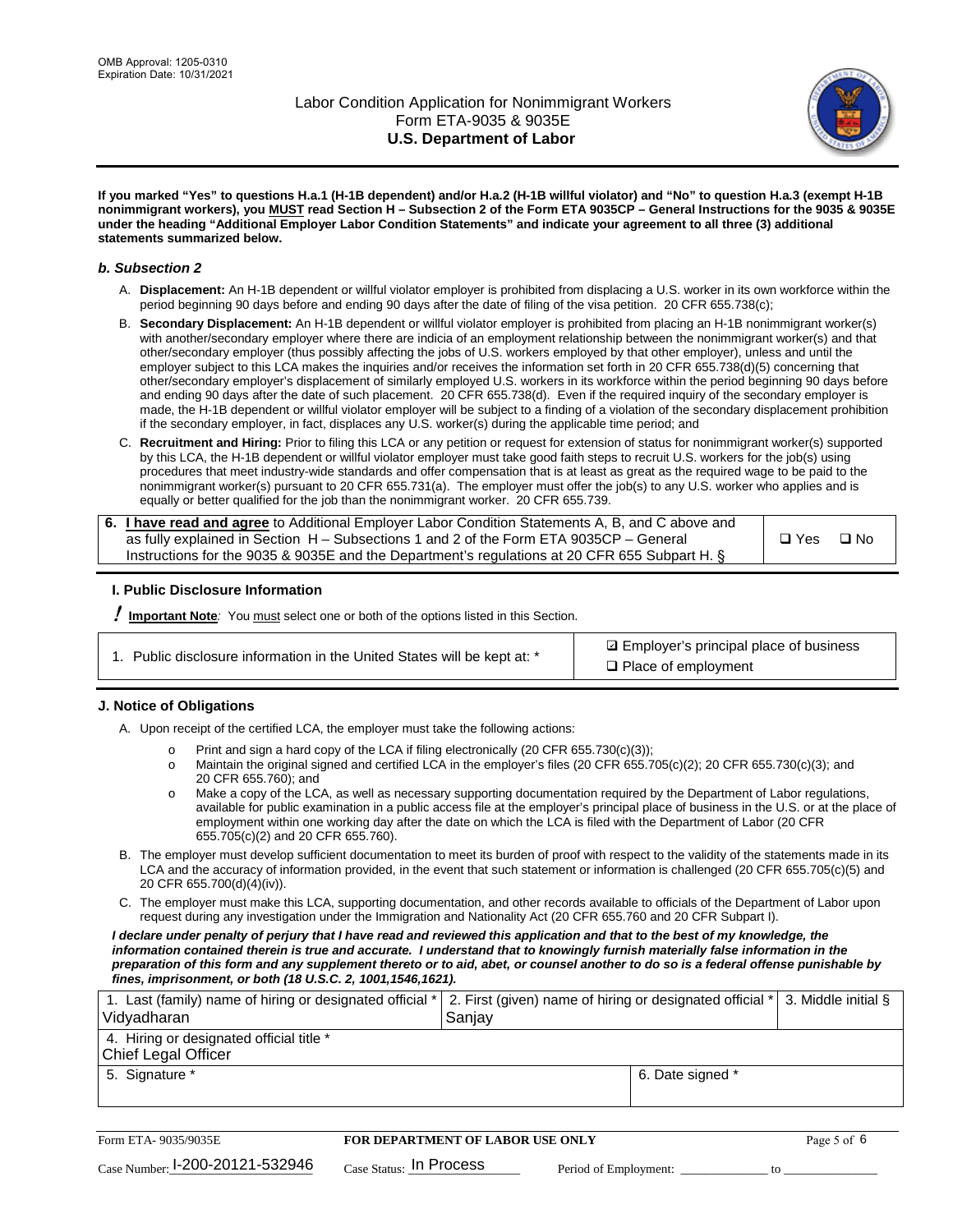**If you marked "Yes" to questions H.a.1 (H-1B dependent) and/or H.a.2 (H-1B willful violator) and "No" to question H.a.3 (exempt H-1B nonimmigrant workers), you MUST read Section H – Subsection 2 of the Form ETA 9035CP – General Instructions for the 9035 & 9035E under the heading "Additional Employer Labor Condition Statements" and indicate your agreement to all three (3) additional statements summarized below.**

### *b. Subsection 2*

A. **Displacement:** An H-1B dependent or willful violator employer is prohibited from displacing a U.S. worker in its own workforce within the period beginning 90 days before and ending 90 days after the date of filing of the visa petition. 20 CFR 655.738(c);

B. **Secondary Displacement:** An H-1B dependent or willful violator employer is prohibited from placing an H-1B nonimmigrant worker(s) with another/secondary employer where there are indicia of an employment relationship between the nonimmigrant worker(s) and that other/secondary employer (thus possibly affecting the jobs of U.S. workers employed by that other employer), unless and until the employer subject to this LCA makes the inquiries and/or receives the information set forth in 20 CFR 655.738(d)(5) concerning that other/secondary employer's displacement of similarly employed U.S. workers in its workforce within the period beginning 90 days before and ending 90 days after the date of such placement. 20 CFR 655.738(d). Even if the required inquiry of the secondary employer is made, the H-1B dependent or willful violator employer will be subject to a finding of a violation of the secondary displacement prohibition if the secondary employer, in fact, displaces any U.S. worker(s) during the applicable time period; and

C. **Recruitment and Hiring:** Prior to filing this LCA or any petition or request for extension of status for nonimmigrant worker(s) supported by this LCA, the H-1B dependent or willful violator employer must take good faith steps to recruit U.S. workers for the job(s) using procedures that meet industry-wide standards and offer compensation that is at least as great as the required wage to be paid to the nonimmigrant worker(s) pursuant to 20 CFR 655.731(a). The employer must offer the job(s) to any U.S. worker who applies and is equally or better qualified for the job than the nonimmigrant worker. 20 CFR 655.739.

| 6. **I have read and agree** to Additional Employer Labor Condition Statements A, B, and C above and as fully explained in Section H – Subsections 1 and 2 of the Form ETA 9035CP – General Instructions for the 9035 & 9035E and the Department's regulations at 20 CFR 655 Subpart H. § | ❑ Yes ❑ No |
|---|---|

### I. Public Disclosure Information

**! Important Note**: You must select one or both of the options listed in this Section.

| 1. Public disclosure information in the United States will be kept at: * | ☑ Employer's principal place of business<br>❑ Place of employment |
|---|---|

### J. Notice of Obligations

A. Upon receipt of the certified LCA, the employer must take the following actions:

- o Print and sign a hard copy of the LCA if filing electronically (20 CFR 655.730(c)(3));
- o Maintain the original signed and certified LCA in the employer's files (20 CFR 655.705(c)(2); 20 CFR 655.730(c)(3); and 20 CFR 655.760); and
- o Make a copy of the LCA, as well as necessary supporting documentation required by the Department of Labor regulations, available for public examination in a public access file at the employer's principal place of business in the U.S. or at the place of employment within one working day after the date on which the LCA is filed with the Department of Labor (20 CFR 655.705(c)(2) and 20 CFR 655.760).

B. The employer must develop sufficient documentation to meet its burden of proof with respect to the validity of the statements made in its LCA and the accuracy of information provided, in the event that such statement or information is challenged (20 CFR 655.705(c)(5) and 20 CFR 655.700(d)(4)(iv)).

C. The employer must make this LCA, supporting documentation, and other records available to officials of the Department of Labor upon request during any investigation under the Immigration and Nationality Act (20 CFR 655.760 and 20 CFR Subpart I).

***I declare under penalty of perjury that I have read and reviewed this application and that to the best of my knowledge, the information contained therein is true and accurate. I understand that to knowingly furnish materially false information in the preparation of this form and any supplement thereto or to aid, abet, or counsel another to do so is a federal offense punishable by fines, imprisonment, or both (18 U.S.C. 2, 1001,1546,1621).***

| 1. Last (family) name of hiring or designated official * Vidyadharan | 2. First (given) name of hiring or designated official * Sanjay | 3. Middle initial § |
|---|---|---|
| 4. Hiring or designated official title * Chief Legal Officer | | |
| 5. Signature * | 6. Date signed * | |

| Form ETA- 9035/9035E | FOR DEPARTMENT OF LABOR USE ONLY | |
|---|---|---|
| Case Number: I-200-20121-532946 | Case Status: In Process | Period of Employment: _____________ to _____________ |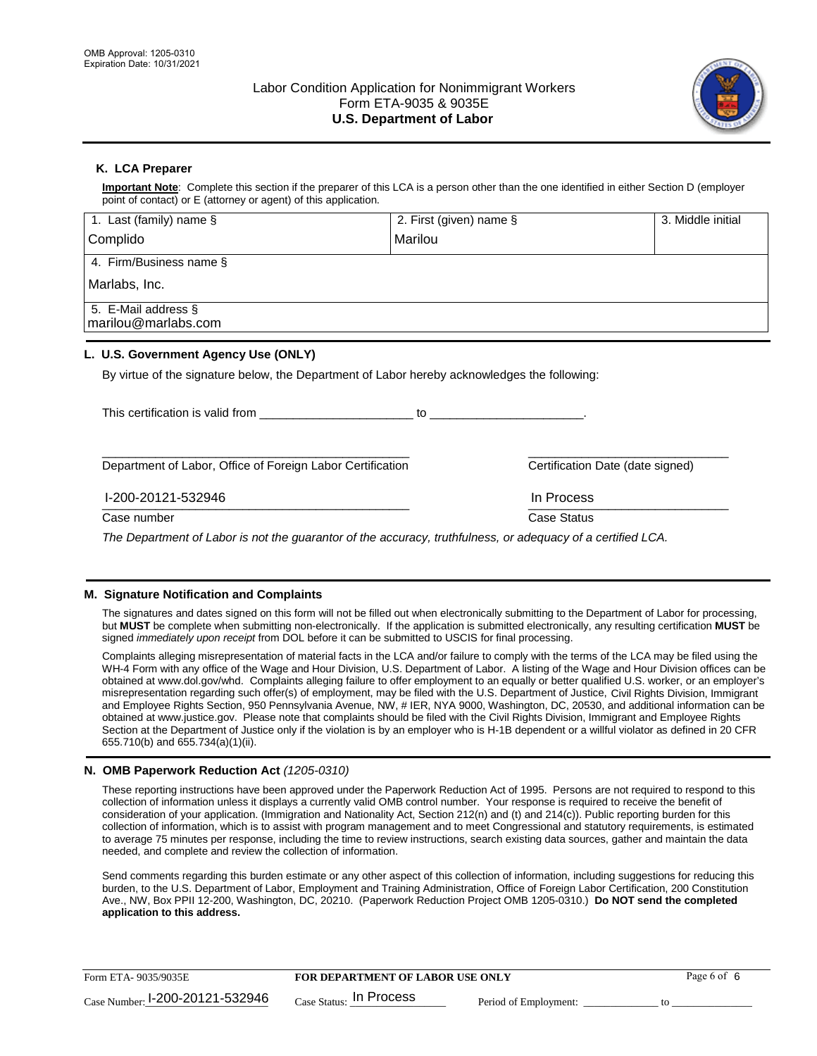OMB Approval: 1205-0310
Expiration Date: 10/31/2021

# Labor Condition Application for Nonimmigrant Workers
Form ETA-9035 & 9035E
**U.S. Department of Labor**

## K. LCA Preparer

**Important Note**: Complete this section if the preparer of this LCA is a person other than the one identified in either Section D (employer point of contact) or E (attorney or agent) of this application.

| 1. Last (family) name § | 2. First (given) name § | 3. Middle initial |
|---|---|---|
| Complido | Marilou | |
| 4. Firm/Business name § | | |
| Marlabs, Inc. | | |
| 5. E-Mail address § | | |
| marilou@marlabs.com | | |

## L. U.S. Government Agency Use (ONLY)

By virtue of the signature below, the Department of Labor hereby acknowledges the following:

This certification is valid from ______________________ to ______________________.

______________________________________________ ______________________________
Department of Labor, Office of Foreign Labor Certification    Certification Date (date signed)

I-200-20121-532946    In Process
Case number    Case Status

*The Department of Labor is not the guarantor of the accuracy, truthfulness, or adequacy of a certified LCA.*

## M. Signature Notification and Complaints

The signatures and dates signed on this form will not be filled out when electronically submitting to the Department of Labor for processing, but **MUST** be complete when submitting non-electronically. If the application is submitted electronically, any resulting certification **MUST** be signed *immediately upon receipt* from DOL before it can be submitted to USCIS for final processing.

Complaints alleging misrepresentation of material facts in the LCA and/or failure to comply with the terms of the LCA may be filed using the WH-4 Form with any office of the Wage and Hour Division, U.S. Department of Labor. A listing of the Wage and Hour Division offices can be obtained at www.dol.gov/whd. Complaints alleging failure to offer employment to an equally or better qualified U.S. worker, or an employer's misrepresentation regarding such offer(s) of employment, may be filed with the U.S. Department of Justice, Civil Rights Division, Immigrant and Employee Rights Section, 950 Pennsylvania Avenue, NW, # IER, NYA 9000, Washington, DC, 20530, and additional information can be obtained at www.justice.gov. Please note that complaints should be filed with the Civil Rights Division, Immigrant and Employee Rights Section at the Department of Justice only if the violation is by an employer who is H-1B dependent or a willful violator as defined in 20 CFR 655.710(b) and 655.734(a)(1)(ii).

## N. OMB Paperwork Reduction Act *(1205-0310)*

These reporting instructions have been approved under the Paperwork Reduction Act of 1995. Persons are not required to respond to this collection of information unless it displays a currently valid OMB control number. Your response is required to receive the benefit of consideration of your application. (Immigration and Nationality Act, Section 212(n) and (t) and 214(c)). Public reporting burden for this collection of information, which is to assist with program management and to meet Congressional and statutory requirements, is estimated to average 75 minutes per response, including the time to review instructions, search existing data sources, gather and maintain the data needed, and complete and review the collection of information.

Send comments regarding this burden estimate or any other aspect of this collection of information, including suggestions for reducing this burden, to the U.S. Department of Labor, Employment and Training Administration, Office of Foreign Labor Certification, 200 Constitution Ave., NW, Box PPII 12-200, Washington, DC, 20210. (Paperwork Reduction Project OMB 1205-0310.) **Do NOT send the completed application to this address.**